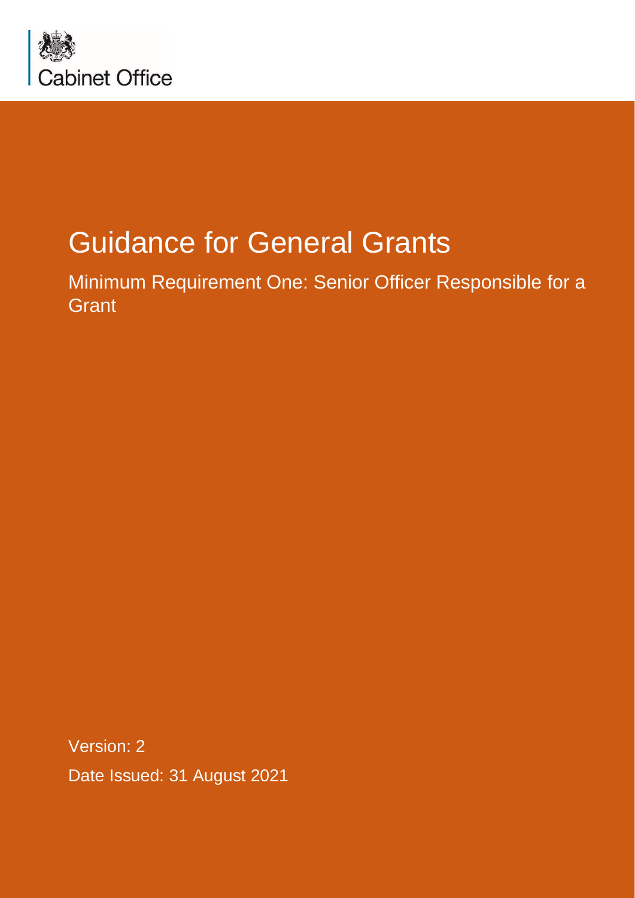Cabinet Office

# Guidance for General Grants

## Minimum Requirement One: Senior Officer Responsible for a Grant

Version: 2

Date Issued: 31 August 2021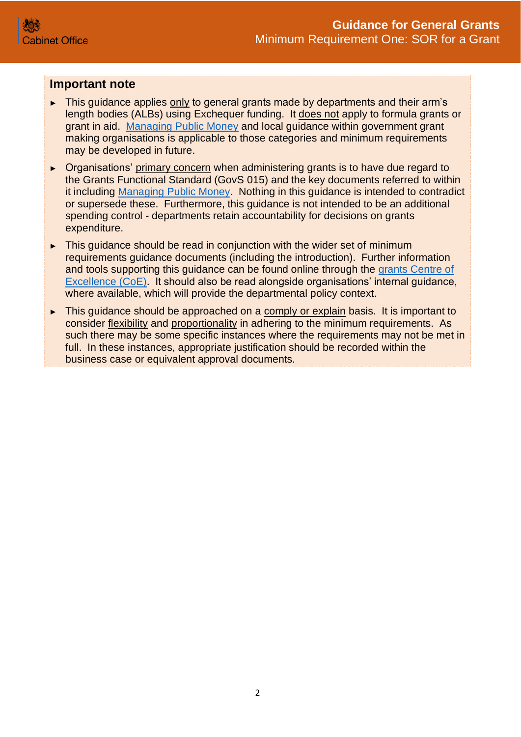## Important note

- This guidance applies only to general grants made by departments and their arm's length bodies (ALBs) using Exchequer funding. It does not apply to formula grants or grant in aid. Managing Public Money and local guidance within government grant making organisations is applicable to those categories and minimum requirements may be developed in future.
- Organisations' primary concern when administering grants is to have due regard to the Grants Functional Standard (GovS 015) and the key documents referred to within it including Managing Public Money. Nothing in this guidance is intended to contradict or supersede these. Furthermore, this guidance is not intended to be an additional spending control - departments retain accountability for decisions on grants expenditure.
- This guidance should be read in conjunction with the wider set of minimum requirements guidance documents (including the introduction). Further information and tools supporting this guidance can be found online through the grants Centre of Excellence (CoE). It should also be read alongside organisations' internal guidance, where available, which will provide the departmental policy context.
- This guidance should be approached on a comply or explain basis. It is important to consider flexibility and proportionality in adhering to the minimum requirements. As such there may be some specific instances where the requirements may not be met in full. In these instances, appropriate justification should be recorded within the business case or equivalent approval documents.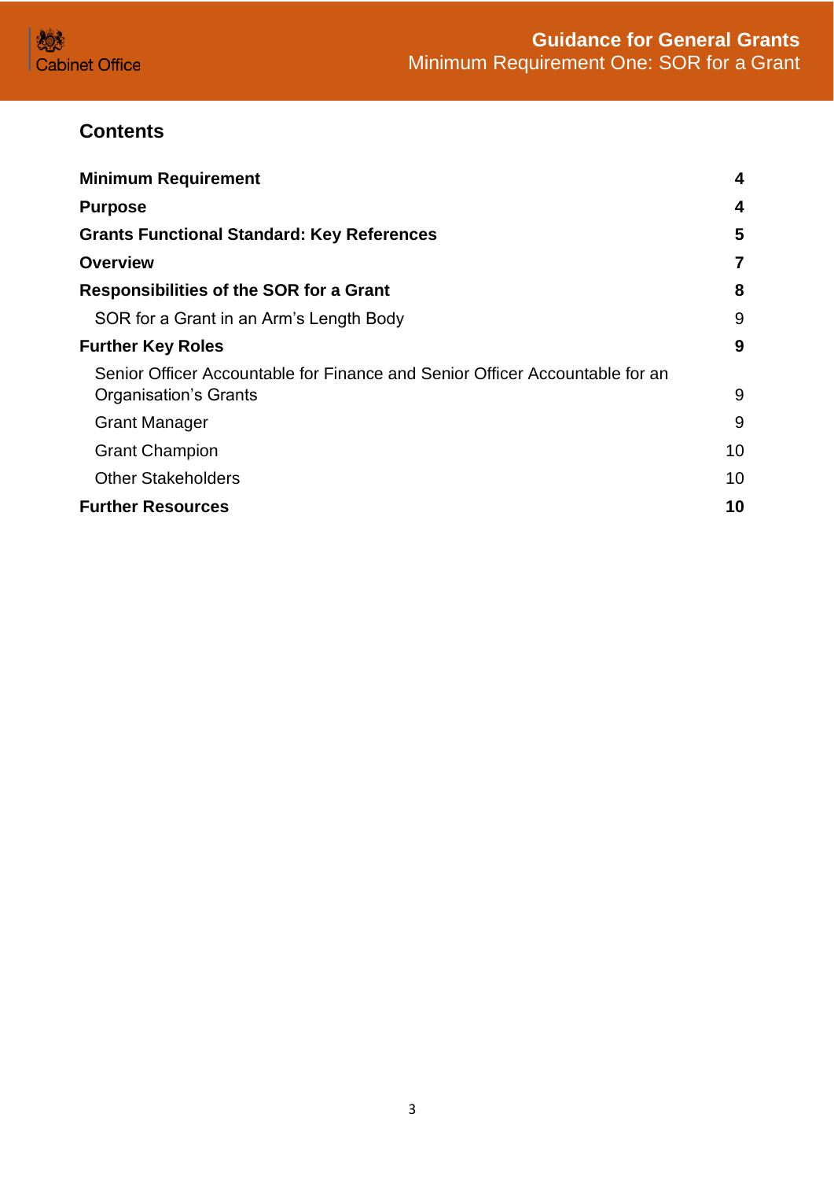## Contents

| | |
|---|---|
| **Minimum Requirement** | **4** |
| **Purpose** | **4** |
| **Grants Functional Standard: Key References** | **5** |
| **Overview** | **7** |
| **Responsibilities of the SOR for a Grant** | **8** |
| SOR for a Grant in an Arm's Length Body | 9 |
| **Further Key Roles** | **9** |
| Senior Officer Accountable for Finance and Senior Officer Accountable for an Organisation's Grants | 9 |
| Grant Manager | 9 |
| Grant Champion | 10 |
| Other Stakeholders | 10 |
| **Further Resources** | **10** |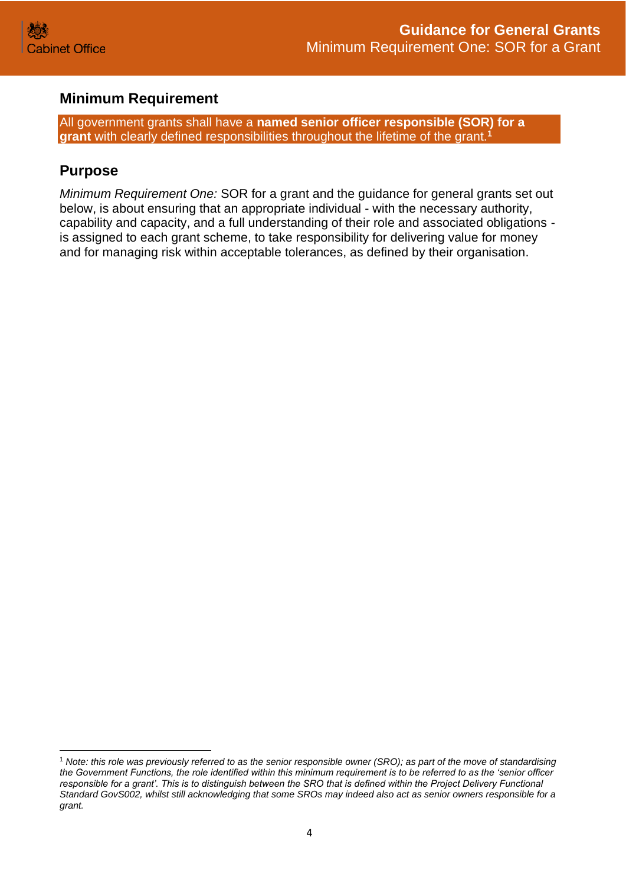## Minimum Requirement

All government grants shall have a **named senior officer responsible (SOR) for a grant** with clearly defined responsibilities throughout the lifetime of the grant.[1]

## Purpose

*Minimum Requirement One:* SOR for a grant and the guidance for general grants set out below, is about ensuring that an appropriate individual - with the necessary authority, capability and capacity, and a full understanding of their role and associated obligations - is assigned to each grant scheme, to take responsibility for delivering value for money and for managing risk within acceptable tolerances, as defined by their organisation.

---

[1] *Note: this role was previously referred to as the senior responsible owner (SRO); as part of the move of standardising the Government Functions, the role identified within this minimum requirement is to be referred to as the 'senior officer responsible for a grant'. This is to distinguish between the SRO that is defined within the Project Delivery Functional Standard GovS002, whilst still acknowledging that some SROs may indeed also act as senior owners responsible for a grant.*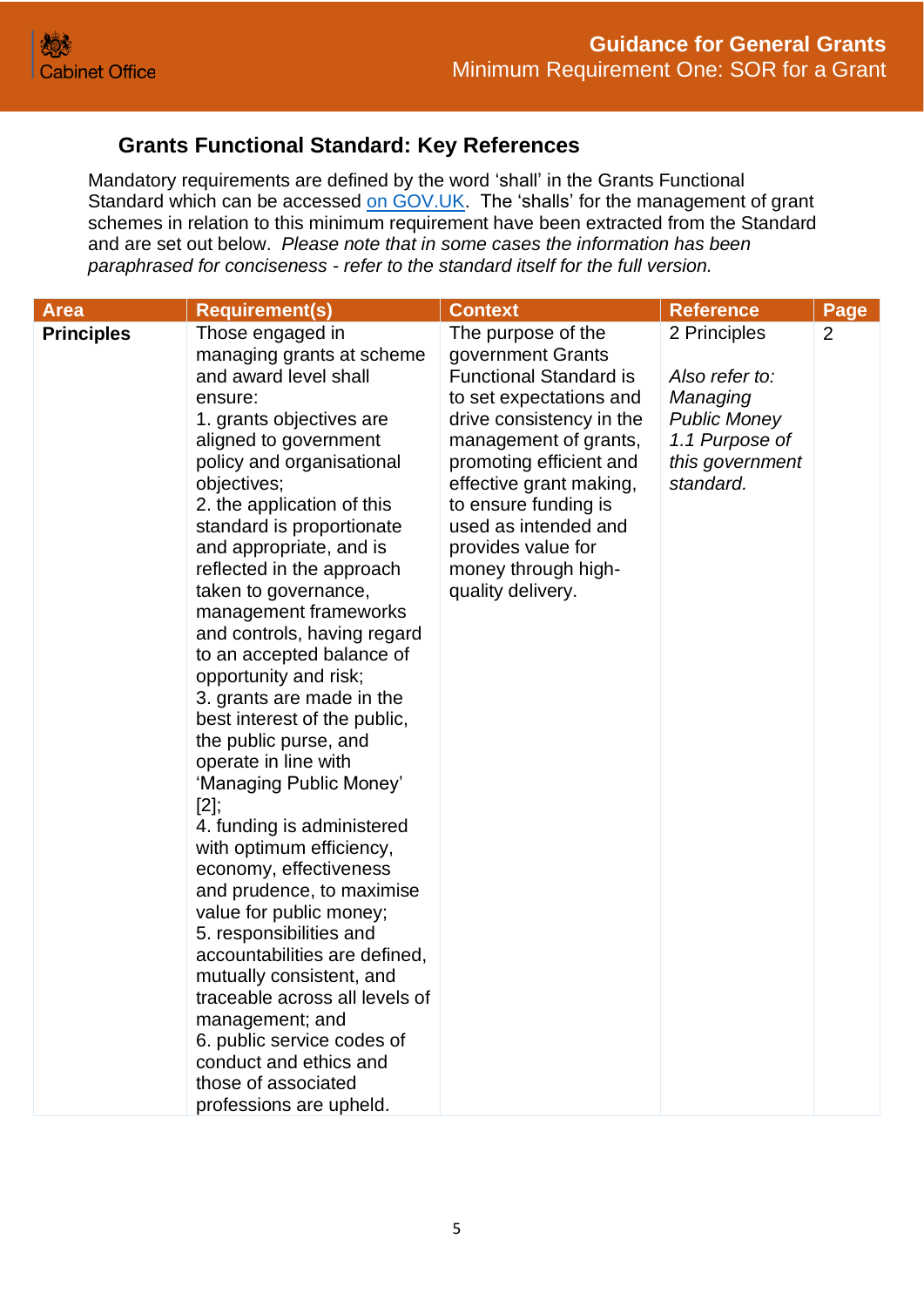## Grants Functional Standard: Key References

Mandatory requirements are defined by the word 'shall' in the Grants Functional Standard which can be accessed on GOV.UK. The 'shalls' for the management of grant schemes in relation to this minimum requirement have been extracted from the Standard and are set out below. *Please note that in some cases the information has been paraphrased for conciseness - refer to the standard itself for the full version.*

| Area | Requirement(s) | Context | Reference | Page |
|---|---|---|---|---|
| **Principles** | Those engaged in managing grants at scheme and award level shall ensure:<br>1. grants objectives are aligned to government policy and organisational objectives;<br>2. the application of this standard is proportionate and appropriate, and is reflected in the approach taken to governance, management frameworks and controls, having regard to an accepted balance of opportunity and risk;<br>3. grants are made in the best interest of the public, the public purse, and operate in line with 'Managing Public Money' [2];<br>4. funding is administered with optimum efficiency, economy, effectiveness and prudence, to maximise value for public money;<br>5. responsibilities and accountabilities are defined, mutually consistent, and traceable across all levels of management; and<br>6. public service codes of conduct and ethics and those of associated professions are upheld. | The purpose of the government Grants Functional Standard is to set expectations and drive consistency in the management of grants, promoting efficient and effective grant making, to ensure funding is used as intended and provides value for money through high-quality delivery. | 2 Principles<br><br>*Also refer to: Managing Public Money 1.1 Purpose of this government standard.* | 2 |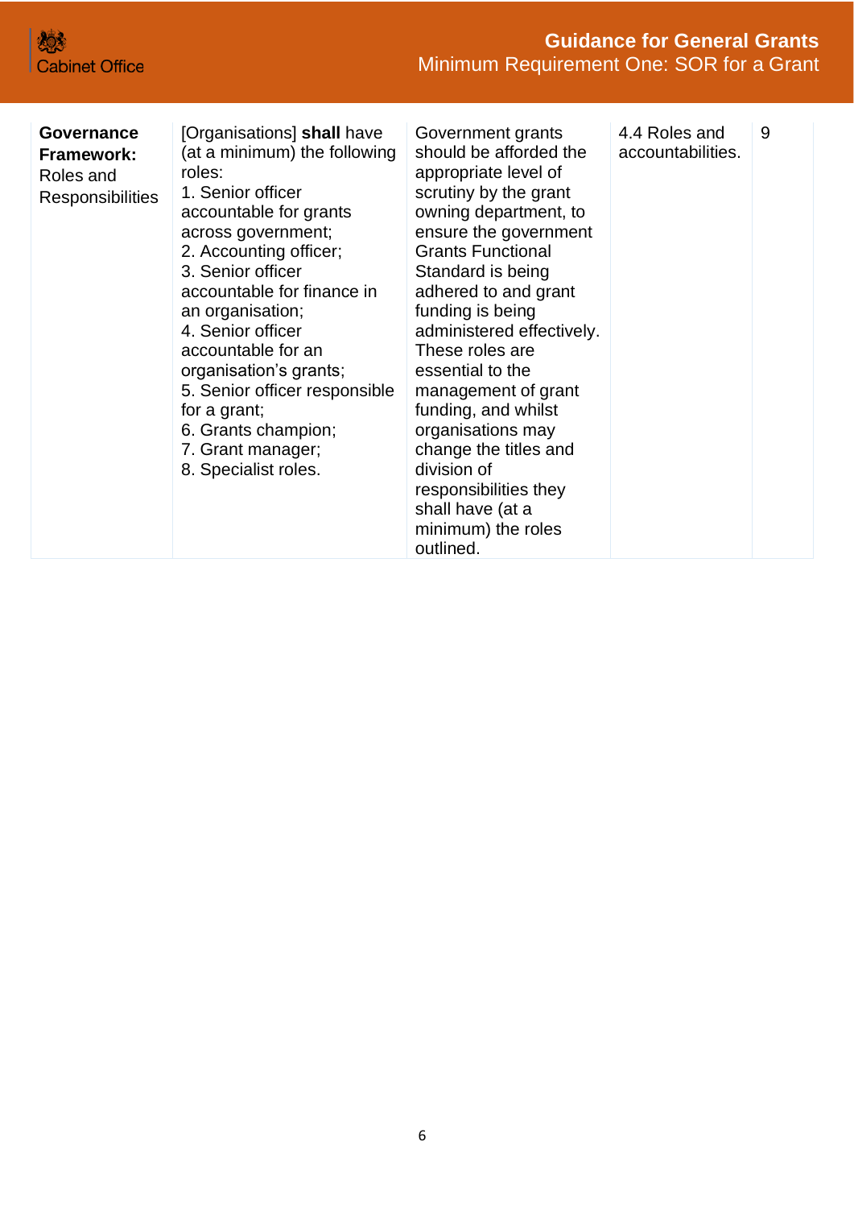| | | | | |
|---|---|---|---|---|
| **Governance Framework:** Roles and Responsibilities | [Organisations] **shall** have (at a minimum) the following roles:<br>1. Senior officer accountable for grants across government;<br>2. Accounting officer;<br>3. Senior officer accountable for finance in an organisation;<br>4. Senior officer accountable for an organisation's grants;<br>5. Senior officer responsible for a grant;<br>6. Grants champion;<br>7. Grant manager;<br>8. Specialist roles. | Government grants should be afforded the appropriate level of scrutiny by the grant owning department, to ensure the government Grants Functional Standard is being adhered to and grant funding is being administered effectively. These roles are essential to the management of grant funding, and whilst organisations may change the titles and division of responsibilities they shall have (at a minimum) the roles outlined. | 4.4 Roles and accountabilities. | 9 |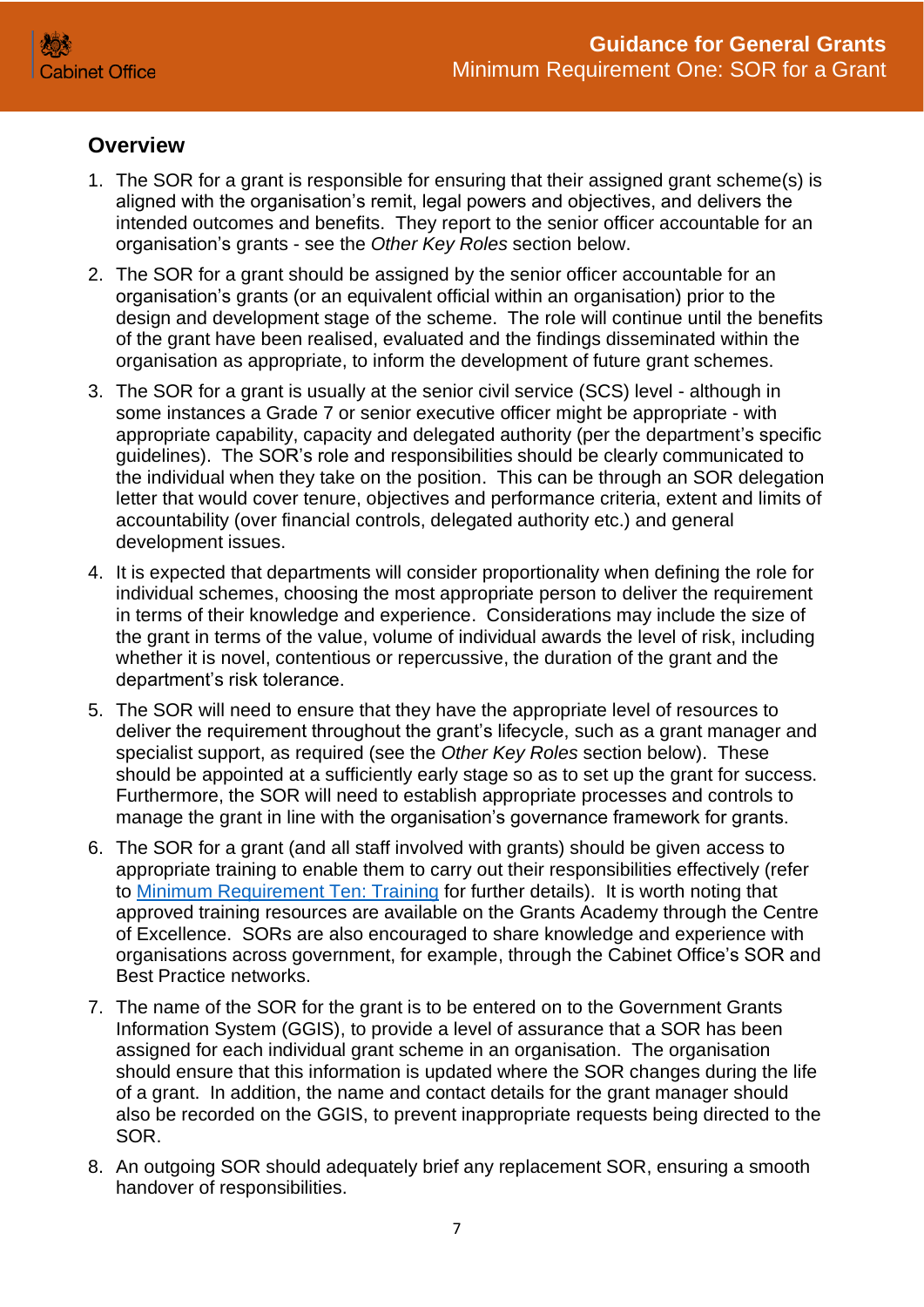## Overview

1. The SOR for a grant is responsible for ensuring that their assigned grant scheme(s) is aligned with the organisation's remit, legal powers and objectives, and delivers the intended outcomes and benefits. They report to the senior officer accountable for an organisation's grants - see the *Other Key Roles* section below.

2. The SOR for a grant should be assigned by the senior officer accountable for an organisation's grants (or an equivalent official within an organisation) prior to the design and development stage of the scheme. The role will continue until the benefits of the grant have been realised, evaluated and the findings disseminated within the organisation as appropriate, to inform the development of future grant schemes.

3. The SOR for a grant is usually at the senior civil service (SCS) level - although in some instances a Grade 7 or senior executive officer might be appropriate - with appropriate capability, capacity and delegated authority (per the department's specific guidelines). The SOR's role and responsibilities should be clearly communicated to the individual when they take on the position. This can be through an SOR delegation letter that would cover tenure, objectives and performance criteria, extent and limits of accountability (over financial controls, delegated authority etc.) and general development issues.

4. It is expected that departments will consider proportionality when defining the role for individual schemes, choosing the most appropriate person to deliver the requirement in terms of their knowledge and experience. Considerations may include the size of the grant in terms of the value, volume of individual awards the level of risk, including whether it is novel, contentious or repercussive, the duration of the grant and the department's risk tolerance.

5. The SOR will need to ensure that they have the appropriate level of resources to deliver the requirement throughout the grant's lifecycle, such as a grant manager and specialist support, as required (see the *Other Key Roles* section below). These should be appointed at a sufficiently early stage so as to set up the grant for success. Furthermore, the SOR will need to establish appropriate processes and controls to manage the grant in line with the organisation's governance framework for grants.

6. The SOR for a grant (and all staff involved with grants) should be given access to appropriate training to enable them to carry out their responsibilities effectively (refer to Minimum Requirement Ten: Training for further details). It is worth noting that approved training resources are available on the Grants Academy through the Centre of Excellence. SORs are also encouraged to share knowledge and experience with organisations across government, for example, through the Cabinet Office's SOR and Best Practice networks.

7. The name of the SOR for the grant is to be entered on to the Government Grants Information System (GGIS), to provide a level of assurance that a SOR has been assigned for each individual grant scheme in an organisation. The organisation should ensure that this information is updated where the SOR changes during the life of a grant. In addition, the name and contact details for the grant manager should also be recorded on the GGIS, to prevent inappropriate requests being directed to the SOR.

8. An outgoing SOR should adequately brief any replacement SOR, ensuring a smooth handover of responsibilities.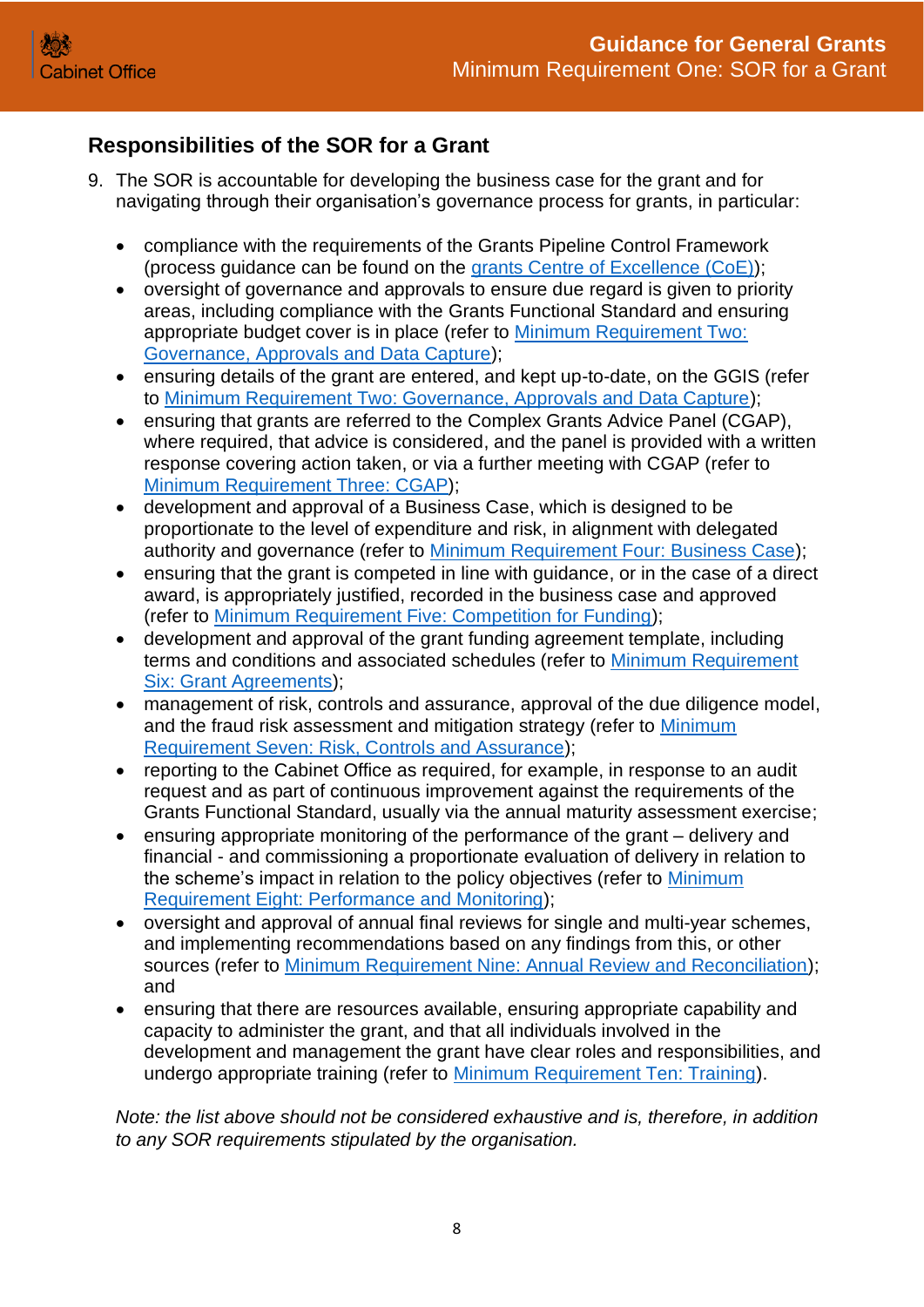## Responsibilities of the SOR for a Grant

9. The SOR is accountable for developing the business case for the grant and for navigating through their organisation's governance process for grants, in particular:

   - compliance with the requirements of the Grants Pipeline Control Framework (process guidance can be found on the grants Centre of Excellence (CoE));
   - oversight of governance and approvals to ensure due regard is given to priority areas, including compliance with the Grants Functional Standard and ensuring appropriate budget cover is in place (refer to Minimum Requirement Two: Governance, Approvals and Data Capture);
   - ensuring details of the grant are entered, and kept up-to-date, on the GGIS (refer to Minimum Requirement Two: Governance, Approvals and Data Capture);
   - ensuring that grants are referred to the Complex Grants Advice Panel (CGAP), where required, that advice is considered, and the panel is provided with a written response covering action taken, or via a further meeting with CGAP (refer to Minimum Requirement Three: CGAP);
   - development and approval of a Business Case, which is designed to be proportionate to the level of expenditure and risk, in alignment with delegated authority and governance (refer to Minimum Requirement Four: Business Case);
   - ensuring that the grant is competed in line with guidance, or in the case of a direct award, is appropriately justified, recorded in the business case and approved (refer to Minimum Requirement Five: Competition for Funding);
   - development and approval of the grant funding agreement template, including terms and conditions and associated schedules (refer to Minimum Requirement Six: Grant Agreements);
   - management of risk, controls and assurance, approval of the due diligence model, and the fraud risk assessment and mitigation strategy (refer to Minimum Requirement Seven: Risk, Controls and Assurance);
   - reporting to the Cabinet Office as required, for example, in response to an audit request and as part of continuous improvement against the requirements of the Grants Functional Standard, usually via the annual maturity assessment exercise;
   - ensuring appropriate monitoring of the performance of the grant – delivery and financial - and commissioning a proportionate evaluation of delivery in relation to the scheme's impact in relation to the policy objectives (refer to Minimum Requirement Eight: Performance and Monitoring);
   - oversight and approval of annual final reviews for single and multi-year schemes, and implementing recommendations based on any findings from this, or other sources (refer to Minimum Requirement Nine: Annual Review and Reconciliation); and
   - ensuring that there are resources available, ensuring appropriate capability and capacity to administer the grant, and that all individuals involved in the development and management the grant have clear roles and responsibilities, and undergo appropriate training (refer to Minimum Requirement Ten: Training).

   *Note: the list above should not be considered exhaustive and is, therefore, in addition to any SOR requirements stipulated by the organisation.*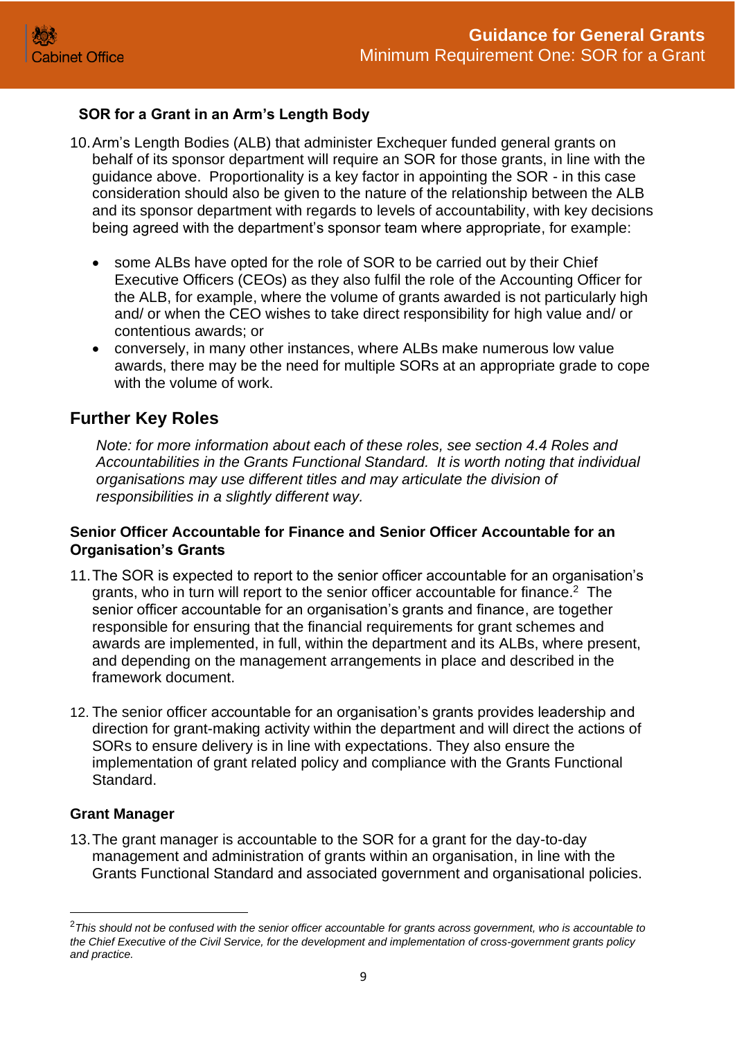### SOR for a Grant in an Arm's Length Body

10. Arm's Length Bodies (ALB) that administer Exchequer funded general grants on behalf of its sponsor department will require an SOR for those grants, in line with the guidance above. Proportionality is a key factor in appointing the SOR - in this case consideration should also be given to the nature of the relationship between the ALB and its sponsor department with regards to levels of accountability, with key decisions being agreed with the department's sponsor team where appropriate, for example:

    - some ALBs have opted for the role of SOR to be carried out by their Chief Executive Officers (CEOs) as they also fulfil the role of the Accounting Officer for the ALB, for example, where the volume of grants awarded is not particularly high and/ or when the CEO wishes to take direct responsibility for high value and/ or contentious awards; or
    - conversely, in many other instances, where ALBs make numerous low value awards, there may be the need for multiple SORs at an appropriate grade to cope with the volume of work.

## Further Key Roles

*Note: for more information about each of these roles, see section 4.4 Roles and Accountabilities in the Grants Functional Standard. It is worth noting that individual organisations may use different titles and may articulate the division of responsibilities in a slightly different way.*

### Senior Officer Accountable for Finance and Senior Officer Accountable for an Organisation's Grants

11. The SOR is expected to report to the senior officer accountable for an organisation's grants, who in turn will report to the senior officer accountable for finance.[2] The senior officer accountable for an organisation's grants and finance, are together responsible for ensuring that the financial requirements for grant schemes and awards are implemented, in full, within the department and its ALBs, where present, and depending on the management arrangements in place and described in the framework document.

12. The senior officer accountable for an organisation's grants provides leadership and direction for grant-making activity within the department and will direct the actions of SORs to ensure delivery is in line with expectations. They also ensure the implementation of grant related policy and compliance with the Grants Functional Standard.

### Grant Manager

13. The grant manager is accountable to the SOR for a grant for the day-to-day management and administration of grants within an organisation, in line with the Grants Functional Standard and associated government and organisational policies.

---

[2] *This should not be confused with the senior officer accountable for grants across government, who is accountable to the Chief Executive of the Civil Service, for the development and implementation of cross-government grants policy and practice.*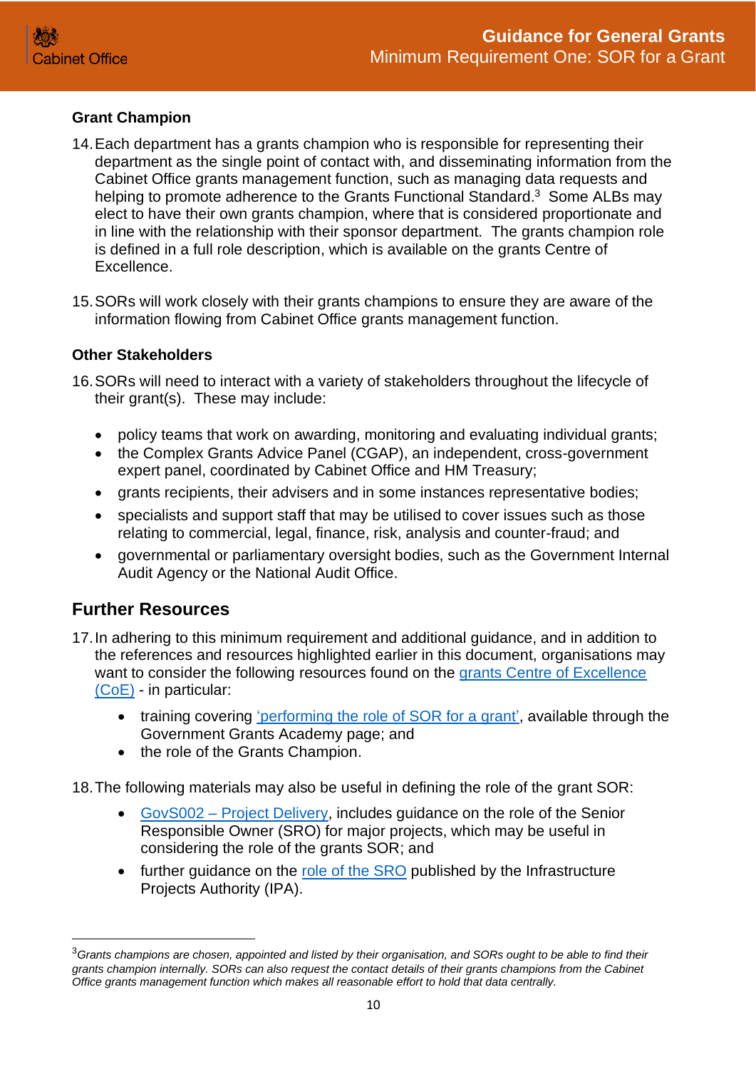### Grant Champion

14. Each department has a grants champion who is responsible for representing their department as the single point of contact with, and disseminating information from the Cabinet Office grants management function, such as managing data requests and helping to promote adherence to the Grants Functional Standard.[3] Some ALBs may elect to have their own grants champion, where that is considered proportionate and in line with the relationship with their sponsor department. The grants champion role is defined in a full role description, which is available on the grants Centre of Excellence.

15. SORs will work closely with their grants champions to ensure they are aware of the information flowing from Cabinet Office grants management function.

### Other Stakeholders

16. SORs will need to interact with a variety of stakeholders throughout the lifecycle of their grant(s). These may include:

    - policy teams that work on awarding, monitoring and evaluating individual grants;
    - the Complex Grants Advice Panel (CGAP), an independent, cross-government expert panel, coordinated by Cabinet Office and HM Treasury;
    - grants recipients, their advisers and in some instances representative bodies;
    - specialists and support staff that may be utilised to cover issues such as those relating to commercial, legal, finance, risk, analysis and counter-fraud; and
    - governmental or parliamentary oversight bodies, such as the Government Internal Audit Agency or the National Audit Office.

## Further Resources

17. In adhering to this minimum requirement and additional guidance, and in addition to the references and resources highlighted earlier in this document, organisations may want to consider the following resources found on the grants Centre of Excellence (CoE) - in particular:

    - training covering 'performing the role of SOR for a grant', available through the Government Grants Academy page; and
    - the role of the Grants Champion.

18. The following materials may also be useful in defining the role of the grant SOR:

    - GovS002 – Project Delivery, includes guidance on the role of the Senior Responsible Owner (SRO) for major projects, which may be useful in considering the role of the grants SOR; and
    - further guidance on the role of the SRO published by the Infrastructure Projects Authority (IPA).

---

[3] *Grants champions are chosen, appointed and listed by their organisation, and SORs ought to be able to find their grants champion internally. SORs can also request the contact details of their grants champions from the Cabinet Office grants management function which makes all reasonable effort to hold that data centrally.*